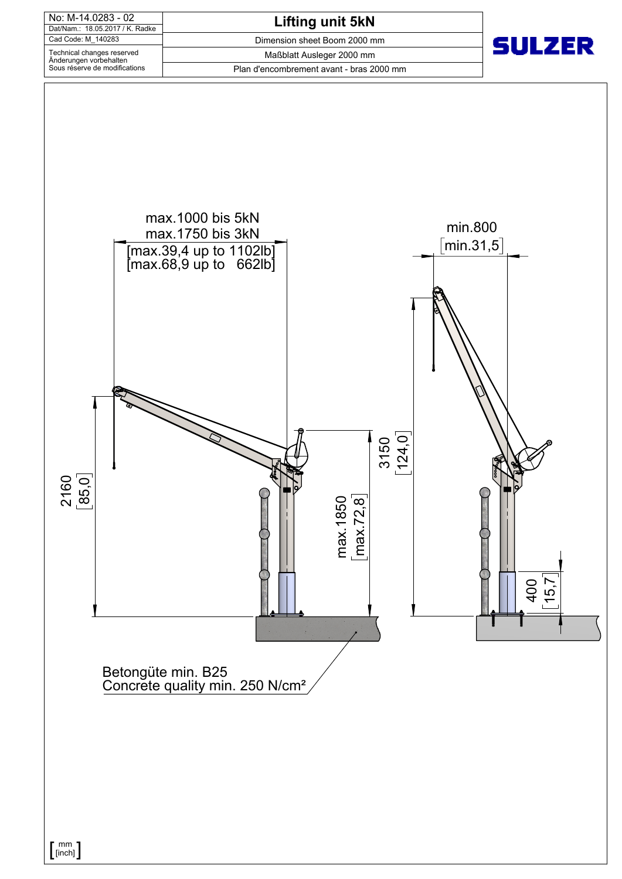| No: M-14.0283 - 02 | Lifting unit 5kN |
|---|---|
| Dat/Nam.: 18.05.2017 / K. Radke | |
| Cad Code: M_140283 | Dimension sheet Boom 2000 mm |
| Technical changes reserved<br>Änderungen vorbehalten<br>Sous réserve de modifications | Maßblatt Ausleger 2000 mm<br>Plan d'encombrement avant - bras 2000 mm |

SULZER

max.1000 bis 5kN
max.1750 bis 3kN
[max.39,4 up to 1102lb]
[max.68,9 up to 662lb]

min.800
[min.31,5]

2160
[85,0]

max.1850
[max.72,8]

3150
[124,0]

400
[15,7]

Betongüte min. B25
Concrete quality min. 250 N/cm²

mm
[inch]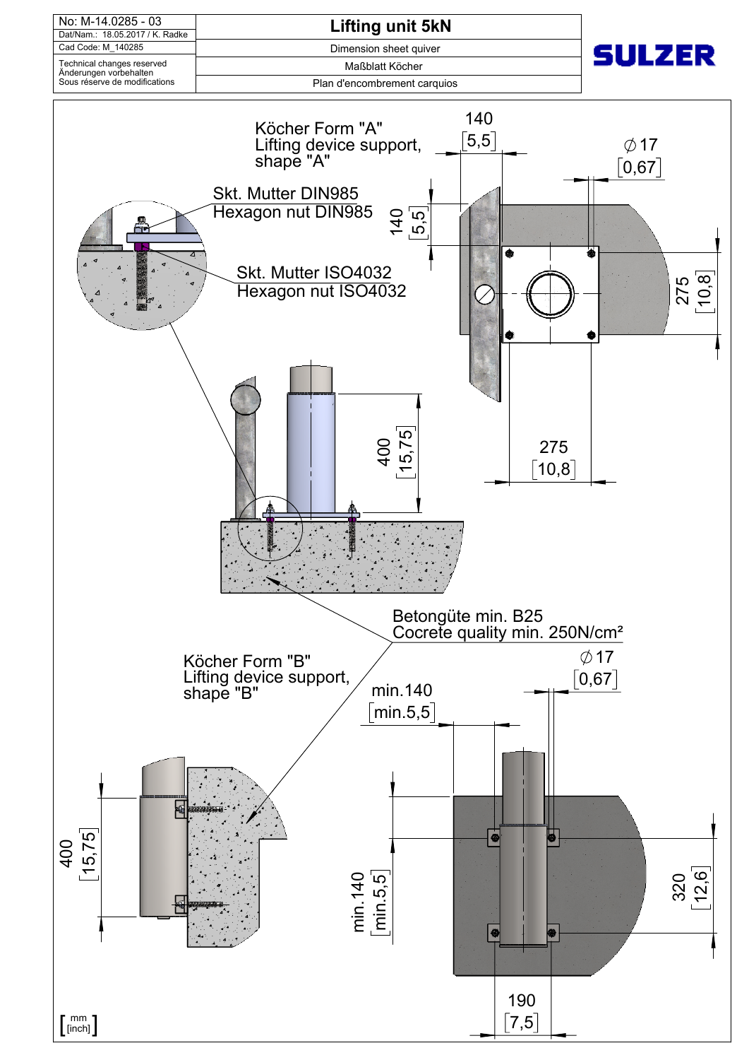| No: M-14.0285 - 03 | **Lifting unit 5kN** |
|---|---|
| Dat/Nam.: 18.05.2017 / K. Radke | Dimension sheet quiver |
| Cad Code: M_140285 | Maßblatt Köcher |
| Technical changes reserved<br>Änderungen vorbehalten<br>Sous réserve de modifications | Plan d'encombrement carquios |

SULZER

Köcher Form "A"
Lifting device support, shape "A"

Skt. Mutter DIN985
Hexagon nut DIN985

Skt. Mutter ISO4032
Hexagon nut ISO4032

140 [5,5]

140 [5,5]

∅17 [0,67]

275 [10,8]

275 [10,8]

400 [15,75]

Betongüte min. B25
Cocrete quality min. 250N/cm²

Köcher Form "B"
Lifting device support, shape "B"

min.140 [min.5,5]

∅17 [0,67]

400 [15,75]

min.140 [min.5,5]

320 [12,6]

190 [7,5]

[mm / inch]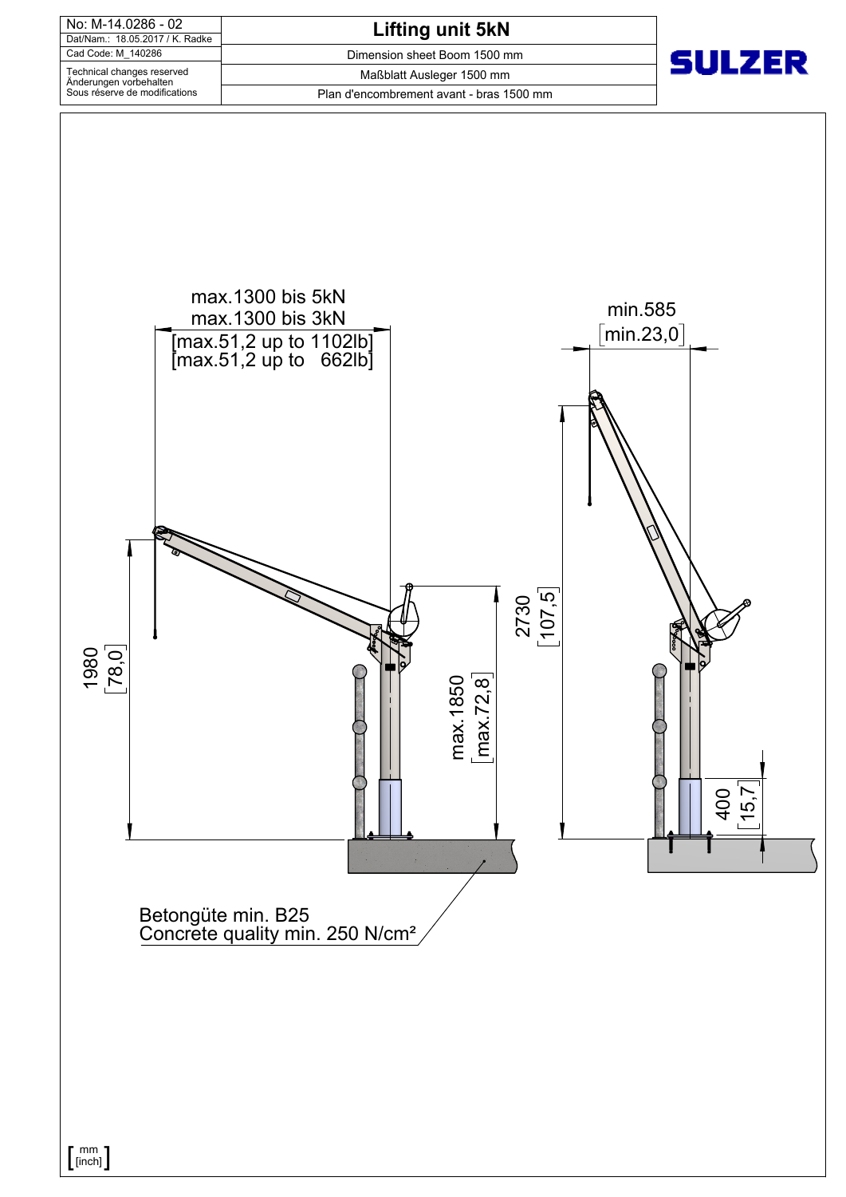| No: M-14.0286 - 02 | **Lifting unit 5kN** |
|---|---|
| Dat/Nam.: 18.05.2017 / K. Radke | Dimension sheet Boom 1500 mm |
| Cad Code: M_140286 | Maßblatt Ausleger 1500 mm |
| Technical changes reserved<br>Änderungen vorbehalten<br>Sous réserve de modifications | Plan d'encombrement avant - bras 1500 mm |

SULZER

max.1300 bis 5kN
max.1300 bis 3kN
[max.51,2 up to 1102lb]
[max.51,2 up to 662lb]

min.585
[min.23,0]

1980
[78,0]

max.1850
[max.72,8]

2730
[107,5]

400
[15,7]

Betongüte min. B25
Concrete quality min. 250 N/cm²

[mm / inch]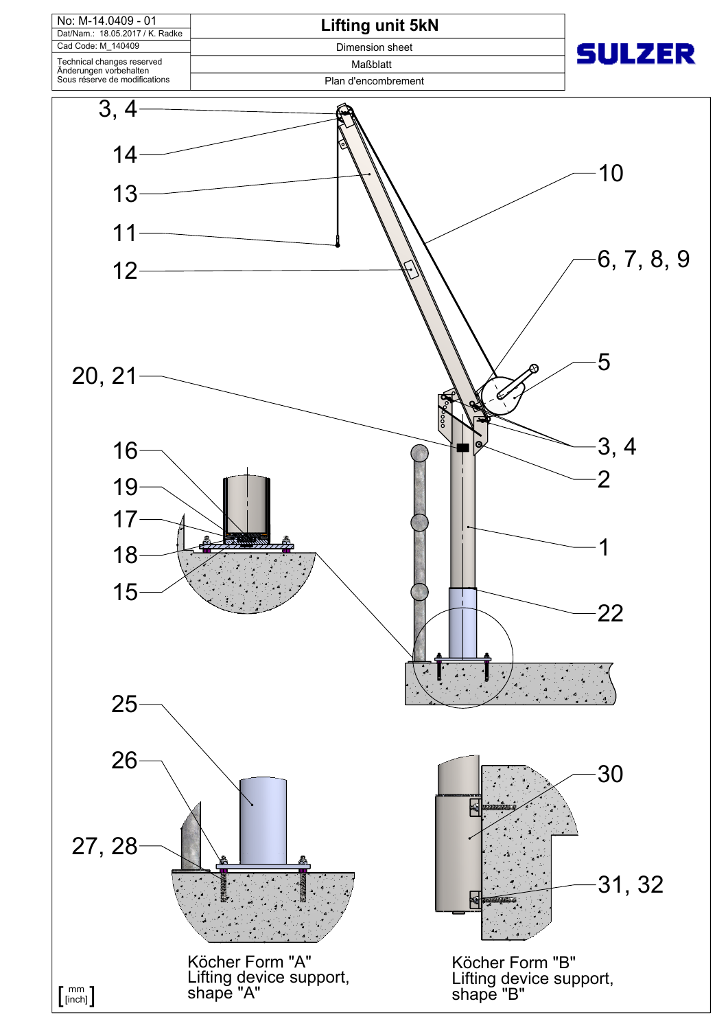| | | |
|---|---|---|
| No: M-14.0409 - 01 | **Lifting unit 5kN** | SULZER |
| Dat/Nam.: 18.05.2017 / K. Radke | | |
| Cad Code: M_140409 | Dimension sheet | |
| Technical changes reserved<br>Änderungen vorbehalten<br>Sous réserve de modifications | Maßblatt | |
| | Plan d'encombrement | |

3, 4
14
13
11
12
10
6, 7, 8, 9
5
20, 21
3, 4
2
16
19
17
18
15
1
22
25
26
27, 28
30
31, 32

Köcher Form "A"
Lifting device support, shape "A"

Köcher Form "B"
Lifting device support, shape "B"

[mm [inch]]